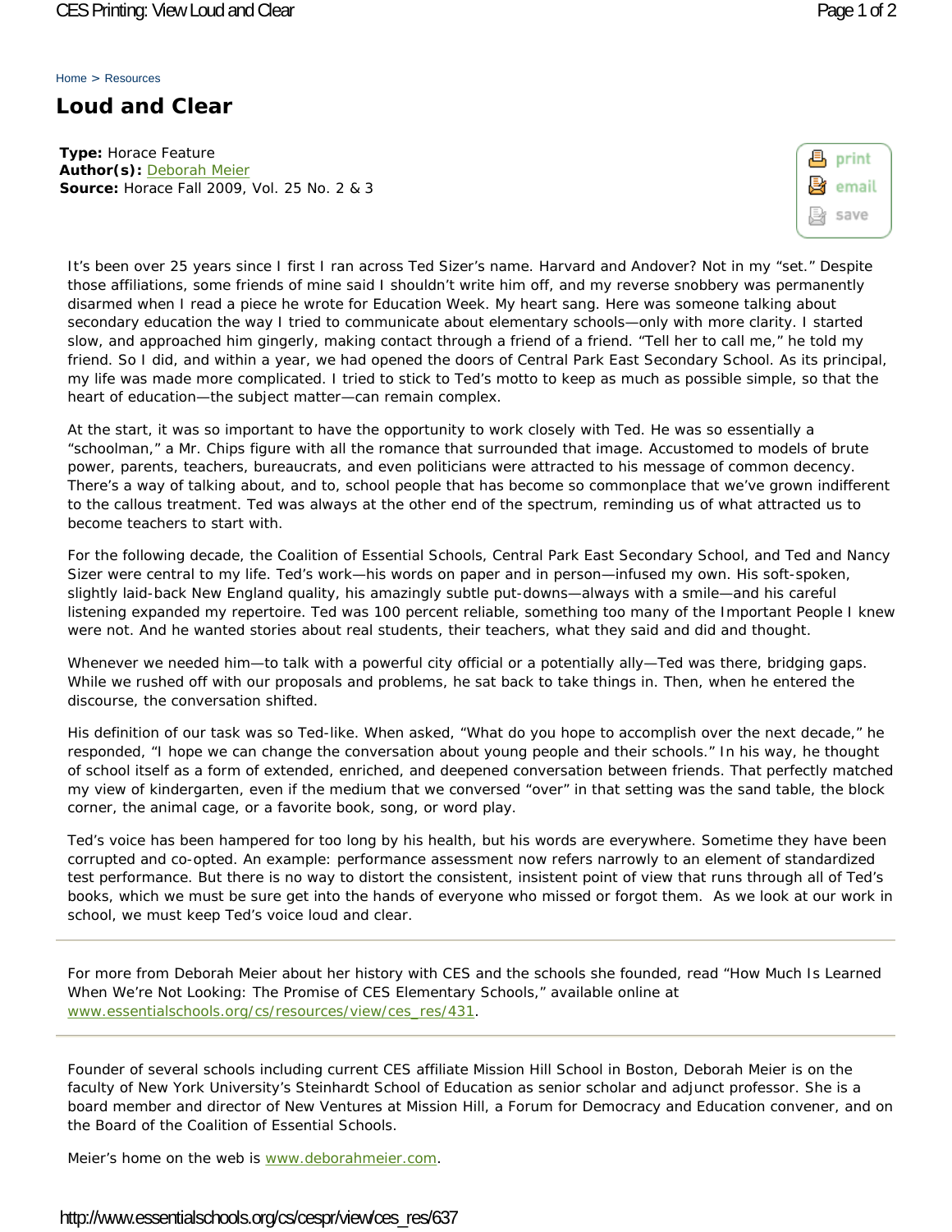Home > Resources

# Loud and Clear

**Type:** Horace Feature
**Author(s):** Deborah Meier
**Source:** Horace Fall 2009, Vol. 25 No. 2 & 3

It's been over 25 years since I first I ran across Ted Sizer's name. Harvard and Andover? Not in my "set." Despite those affiliations, some friends of mine said I shouldn't write him off, and my reverse snobbery was permanently disarmed when I read a piece he wrote for Education Week. My heart sang. Here was someone talking about secondary education the way I tried to communicate about elementary schools—only with more clarity. I started slow, and approached him gingerly, making contact through a friend of a friend. "Tell her to call me," he told my friend. So I did, and within a year, we had opened the doors of Central Park East Secondary School. As its principal, my life was made more complicated. I tried to stick to Ted's motto to keep as much as possible simple, so that the heart of education—the subject matter—can remain complex.

At the start, it was so important to have the opportunity to work closely with Ted. He was so essentially a "schoolman," a Mr. Chips figure with all the romance that surrounded that image. Accustomed to models of brute power, parents, teachers, bureaucrats, and even politicians were attracted to his message of common decency. There's a way of talking about, and to, school people that has become so commonplace that we've grown indifferent to the callous treatment. Ted was always at the other end of the spectrum, reminding us of what attracted us to become teachers to start with.

For the following decade, the Coalition of Essential Schools, Central Park East Secondary School, and Ted and Nancy Sizer were central to my life. Ted's work—his words on paper and in person—infused my own. His soft-spoken, slightly laid-back New England quality, his amazingly subtle put-downs—always with a smile—and his careful listening expanded my repertoire. Ted was 100 percent reliable, something too many of the Important People I knew were not. And he wanted stories about real students, their teachers, what they said and did and thought.

Whenever we needed him—to talk with a powerful city official or a potentially ally—Ted was there, bridging gaps. While we rushed off with our proposals and problems, he sat back to take things in. Then, when he entered the discourse, the conversation shifted.

His definition of our task was so Ted-like. When asked, "What do you hope to accomplish over the next decade," he responded, "I hope we can change the conversation about young people and their schools." In his way, he thought of school itself as a form of extended, enriched, and deepened conversation between friends. That perfectly matched my view of kindergarten, even if the medium that we conversed "over" in that setting was the sand table, the block corner, the animal cage, or a favorite book, song, or word play.

Ted's voice has been hampered for too long by his health, but his words are everywhere. Sometime they have been corrupted and co-opted. An example: performance assessment now refers narrowly to an element of standardized test performance. But there is no way to distort the consistent, insistent point of view that runs through all of Ted's books, which we must be sure get into the hands of everyone who missed or forgot them. As we look at our work in school, we must keep Ted's voice loud and clear.

---

For more from Deborah Meier about her history with CES and the schools she founded, read "How Much Is Learned When We're Not Looking: The Promise of CES Elementary Schools," available online at www.essentialschools.org/cs/resources/view/ces_res/431.

---

Founder of several schools including current CES affiliate Mission Hill School in Boston, Deborah Meier is on the faculty of New York University's Steinhardt School of Education as senior scholar and adjunct professor. She is a board member and director of New Ventures at Mission Hill, a Forum for Democracy and Education convener, and on the Board of the Coalition of Essential Schools.

Meier's home on the web is www.deborahmeier.com.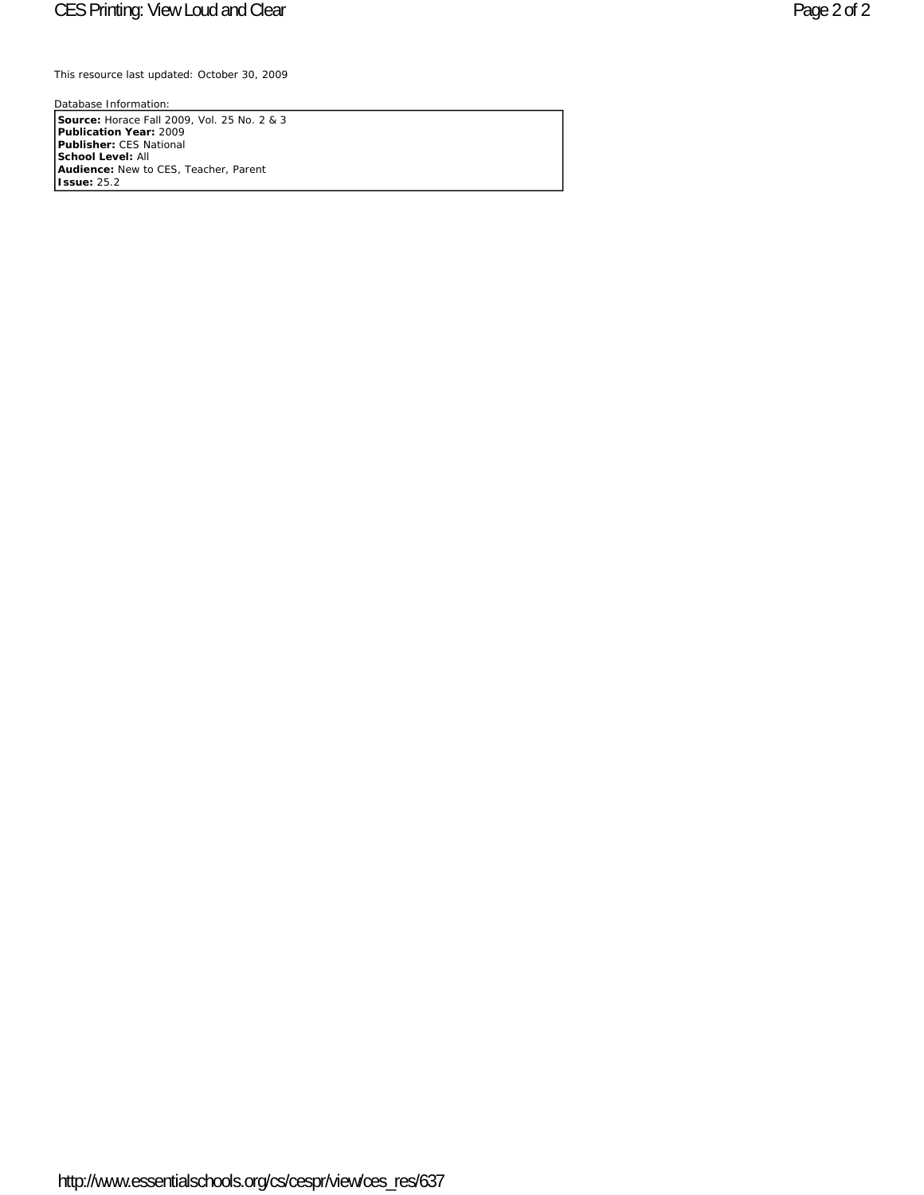This resource last updated: October 30, 2009

Database Information:

**Source:** Horace Fall 2009, Vol. 25 No. 2 & 3
**Publication Year:** 2009
**Publisher:** CES National
**School Level:** All
**Audience:** New to CES, Teacher, Parent
**Issue:** 25.2